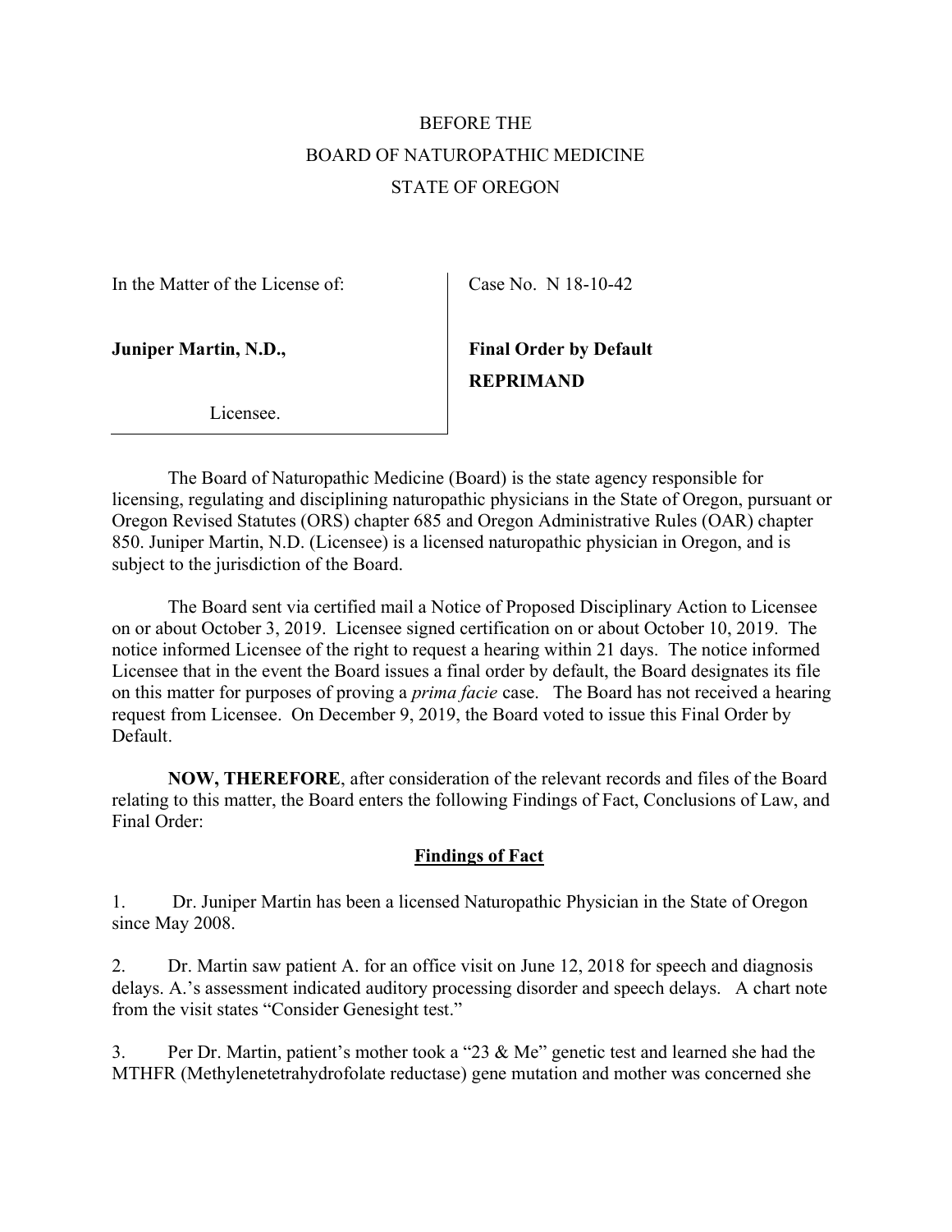BEFORE THE
BOARD OF NATUROPATHIC MEDICINE
STATE OF OREGON

| In the Matter of the License of: | Case No. N 18-10-42 |
|---|---|
| **Juniper Martin, N.D.,** | **Final Order by Default** |
| Licensee. | **REPRIMAND** |

The Board of Naturopathic Medicine (Board) is the state agency responsible for licensing, regulating and disciplining naturopathic physicians in the State of Oregon, pursuant or Oregon Revised Statutes (ORS) chapter 685 and Oregon Administrative Rules (OAR) chapter 850. Juniper Martin, N.D. (Licensee) is a licensed naturopathic physician in Oregon, and is subject to the jurisdiction of the Board.

The Board sent via certified mail a Notice of Proposed Disciplinary Action to Licensee on or about October 3, 2019. Licensee signed certification on or about October 10, 2019. The notice informed Licensee of the right to request a hearing within 21 days. The notice informed Licensee that in the event the Board issues a final order by default, the Board designates its file on this matter for purposes of proving a *prima facie* case. The Board has not received a hearing request from Licensee. On December 9, 2019, the Board voted to issue this Final Order by Default.

**NOW, THEREFORE**, after consideration of the relevant records and files of the Board relating to this matter, the Board enters the following Findings of Fact, Conclusions of Law, and Final Order:

## Findings of Fact

1. Dr. Juniper Martin has been a licensed Naturopathic Physician in the State of Oregon since May 2008.

2. Dr. Martin saw patient A. for an office visit on June 12, 2018 for speech and diagnosis delays. A.'s assessment indicated auditory processing disorder and speech delays. A chart note from the visit states "Consider Genesight test."

3. Per Dr. Martin, patient's mother took a "23 & Me" genetic test and learned she had the MTHFR (Methylenetetrahydrofolate reductase) gene mutation and mother was concerned she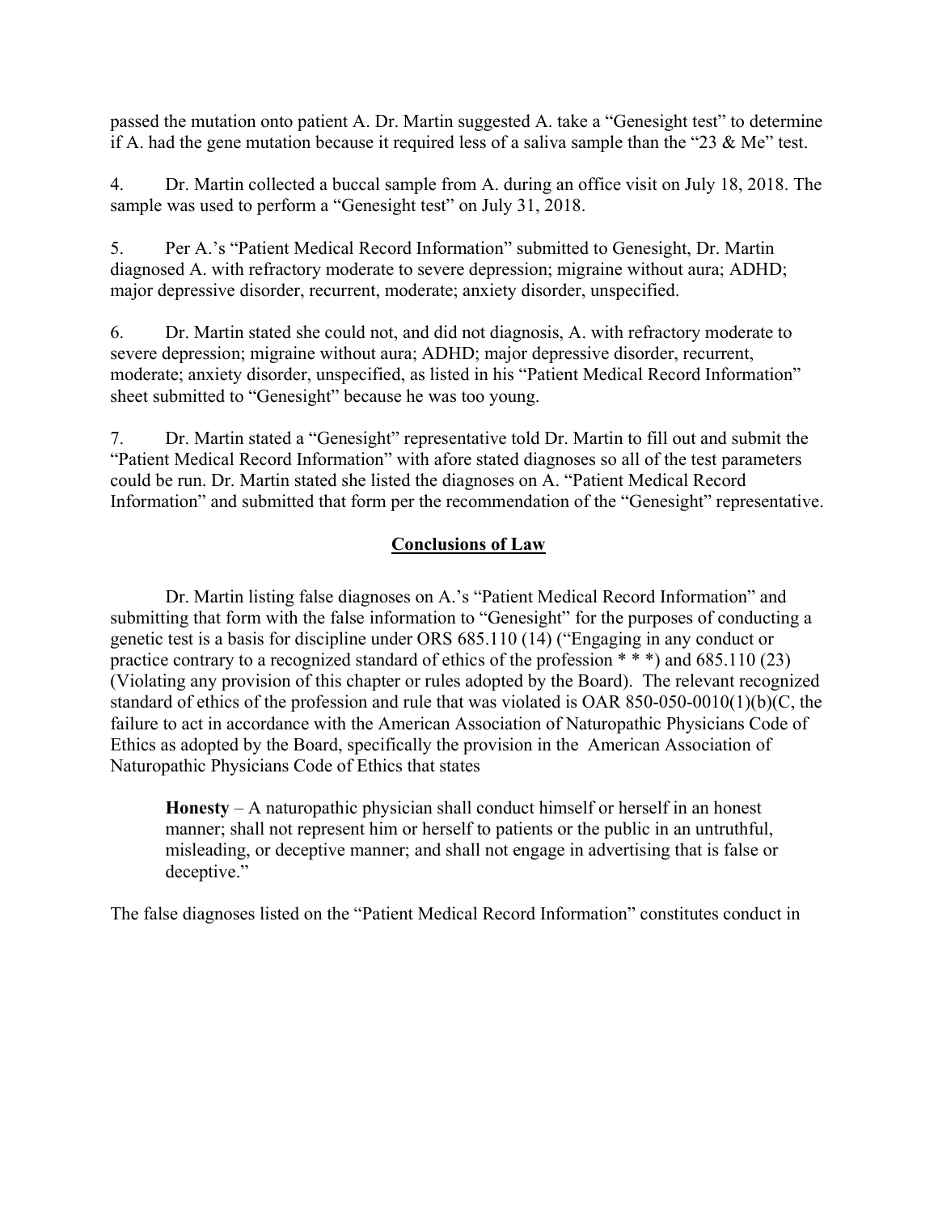passed the mutation onto patient A. Dr. Martin suggested A. take a "Genesight test" to determine if A. had the gene mutation because it required less of a saliva sample than the "23 & Me" test.

4. Dr. Martin collected a buccal sample from A. during an office visit on July 18, 2018. The sample was used to perform a "Genesight test" on July 31, 2018.

5. Per A.'s "Patient Medical Record Information" submitted to Genesight, Dr. Martin diagnosed A. with refractory moderate to severe depression; migraine without aura; ADHD; major depressive disorder, recurrent, moderate; anxiety disorder, unspecified.

6. Dr. Martin stated she could not, and did not diagnosis, A. with refractory moderate to severe depression; migraine without aura; ADHD; major depressive disorder, recurrent, moderate; anxiety disorder, unspecified, as listed in his "Patient Medical Record Information" sheet submitted to "Genesight" because he was too young.

7. Dr. Martin stated a "Genesight" representative told Dr. Martin to fill out and submit the "Patient Medical Record Information" with afore stated diagnoses so all of the test parameters could be run. Dr. Martin stated she listed the diagnoses on A. "Patient Medical Record Information" and submitted that form per the recommendation of the "Genesight" representative.

## Conclusions of Law

Dr. Martin listing false diagnoses on A.'s "Patient Medical Record Information" and submitting that form with the false information to "Genesight" for the purposes of conducting a genetic test is a basis for discipline under ORS 685.110 (14) ("Engaging in any conduct or practice contrary to a recognized standard of ethics of the profession * * *) and 685.110 (23) (Violating any provision of this chapter or rules adopted by the Board). The relevant recognized standard of ethics of the profession and rule that was violated is OAR 850-050-0010(1)(b)(C, the failure to act in accordance with the American Association of Naturopathic Physicians Code of Ethics as adopted by the Board, specifically the provision in the American Association of Naturopathic Physicians Code of Ethics that states

> **Honesty** – A naturopathic physician shall conduct himself or herself in an honest manner; shall not represent him or herself to patients or the public in an untruthful, misleading, or deceptive manner; and shall not engage in advertising that is false or deceptive."

The false diagnoses listed on the "Patient Medical Record Information" constitutes conduct in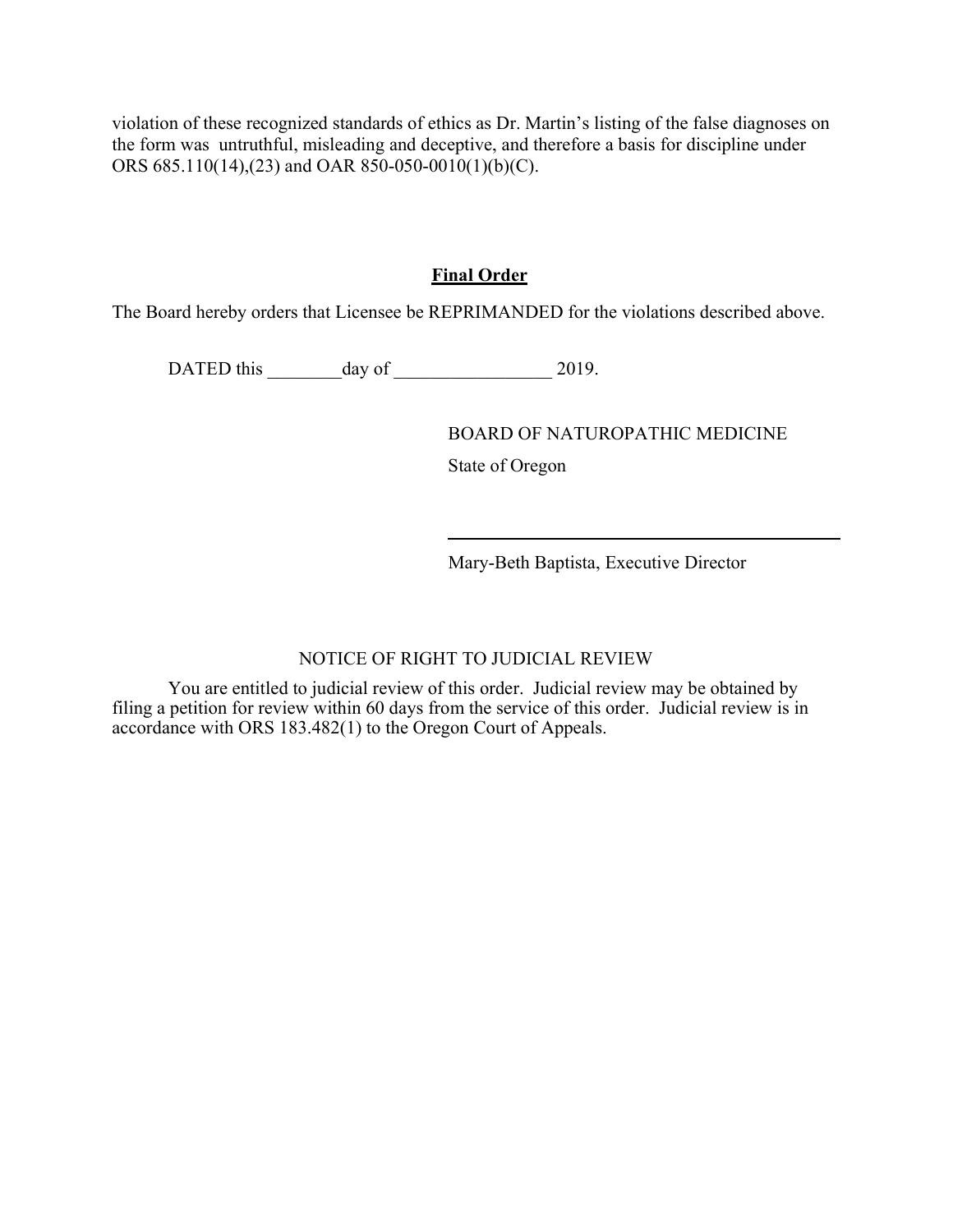violation of these recognized standards of ethics as Dr. Martin's listing of the false diagnoses on the form was untruthful, misleading and deceptive, and therefore a basis for discipline under ORS 685.110(14),(23) and OAR 850-050-0010(1)(b)(C).

## **Final Order**

The Board hereby orders that Licensee be REPRIMANDED for the violations described above.

DATED this ________day of _________________ 2019.

BOARD OF NATUROPATHIC MEDICINE

State of Oregon

_____________________________________

Mary-Beth Baptista, Executive Director

NOTICE OF RIGHT TO JUDICIAL REVIEW

You are entitled to judicial review of this order. Judicial review may be obtained by filing a petition for review within 60 days from the service of this order. Judicial review is in accordance with ORS 183.482(1) to the Oregon Court of Appeals.